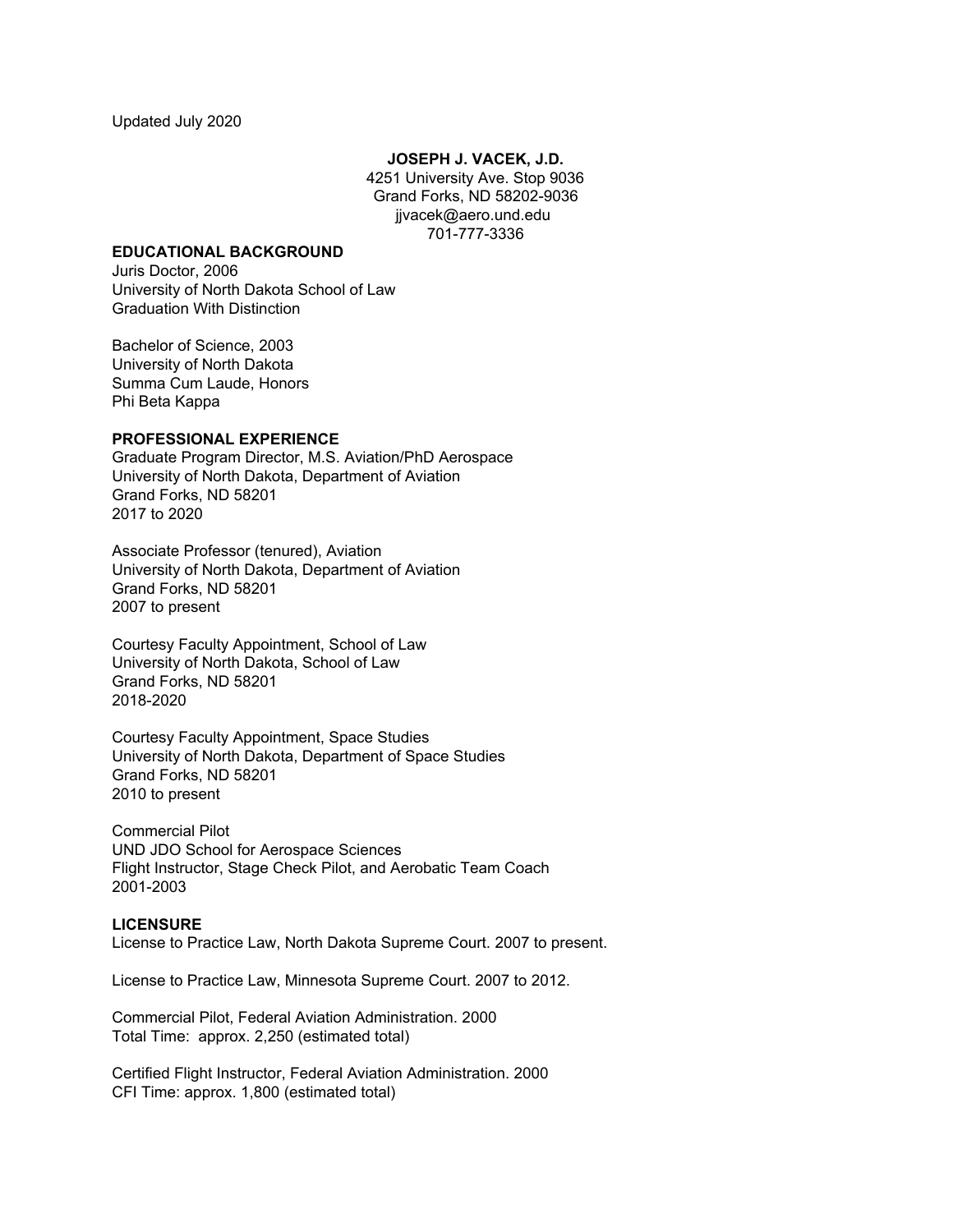Updated July 2020

**JOSEPH J. VACEK, J.D.**

4251 University Ave. Stop 9036
Grand Forks, ND 58202-9036
jjvacek@aero.und.edu
701-777-3336

## EDUCATIONAL BACKGROUND

Juris Doctor, 2006
University of North Dakota School of Law
Graduation With Distinction

Bachelor of Science, 2003
University of North Dakota
Summa Cum Laude, Honors
Phi Beta Kappa

## PROFESSIONAL EXPERIENCE

Graduate Program Director, M.S. Aviation/PhD Aerospace
University of North Dakota, Department of Aviation
Grand Forks, ND 58201
2017 to 2020

Associate Professor (tenured), Aviation
University of North Dakota, Department of Aviation
Grand Forks, ND 58201
2007 to present

Courtesy Faculty Appointment, School of Law
University of North Dakota, School of Law
Grand Forks, ND 58201
2018-2020

Courtesy Faculty Appointment, Space Studies
University of North Dakota, Department of Space Studies
Grand Forks, ND 58201
2010 to present

Commercial Pilot
UND JDO School for Aerospace Sciences
Flight Instructor, Stage Check Pilot, and Aerobatic Team Coach
2001-2003

## LICENSURE

License to Practice Law, North Dakota Supreme Court. 2007 to present.

License to Practice Law, Minnesota Supreme Court. 2007 to 2012.

Commercial Pilot, Federal Aviation Administration. 2000
Total Time: approx. 2,250 (estimated total)

Certified Flight Instructor, Federal Aviation Administration. 2000
CFI Time: approx. 1,800 (estimated total)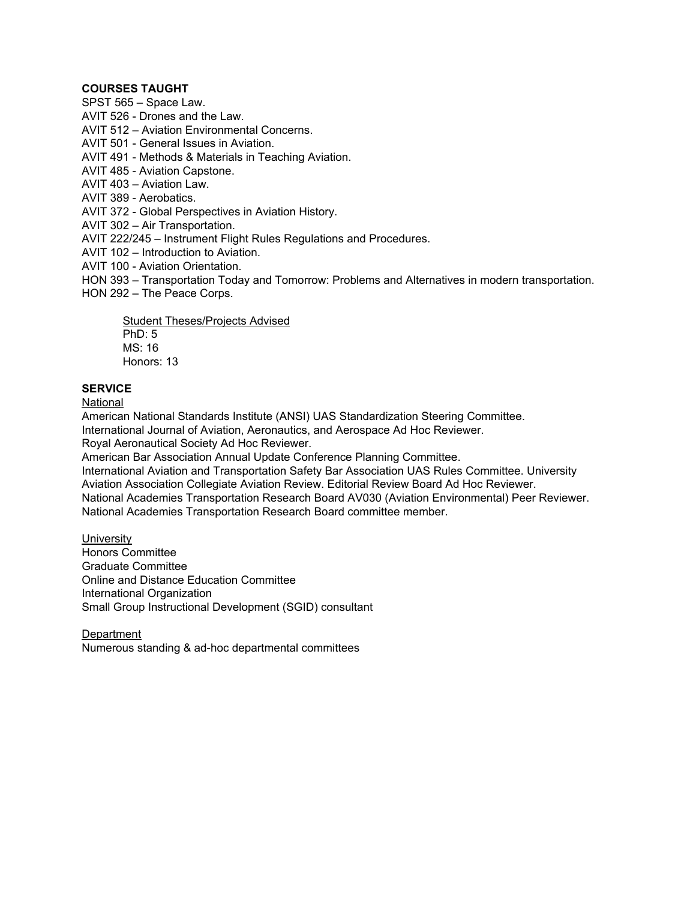**COURSES TAUGHT**

SPST 565 – Space Law.
AVIT 526 - Drones and the Law.
AVIT 512 – Aviation Environmental Concerns.
AVIT 501 - General Issues in Aviation.
AVIT 491 - Methods & Materials in Teaching Aviation.
AVIT 485 - Aviation Capstone.
AVIT 403 – Aviation Law.
AVIT 389 - Aerobatics.
AVIT 372 - Global Perspectives in Aviation History.
AVIT 302 – Air Transportation.
AVIT 222/245 – Instrument Flight Rules Regulations and Procedures.
AVIT 102 – Introduction to Aviation.
AVIT 100 - Aviation Orientation.
HON 393 – Transportation Today and Tomorrow: Problems and Alternatives in modern transportation.
HON 292 – The Peace Corps.

> Student Theses/Projects Advised
> PhD: 5
> MS: 16
> Honors: 13

**SERVICE**

National

American National Standards Institute (ANSI) UAS Standardization Steering Committee.
International Journal of Aviation, Aeronautics, and Aerospace Ad Hoc Reviewer.
Royal Aeronautical Society Ad Hoc Reviewer.
American Bar Association Annual Update Conference Planning Committee.
International Aviation and Transportation Safety Bar Association UAS Rules Committee. University Aviation Association Collegiate Aviation Review. Editorial Review Board Ad Hoc Reviewer.
National Academies Transportation Research Board AV030 (Aviation Environmental) Peer Reviewer.
National Academies Transportation Research Board committee member.

University

Honors Committee
Graduate Committee
Online and Distance Education Committee
International Organization
Small Group Instructional Development (SGID) consultant

Department

Numerous standing & ad-hoc departmental committees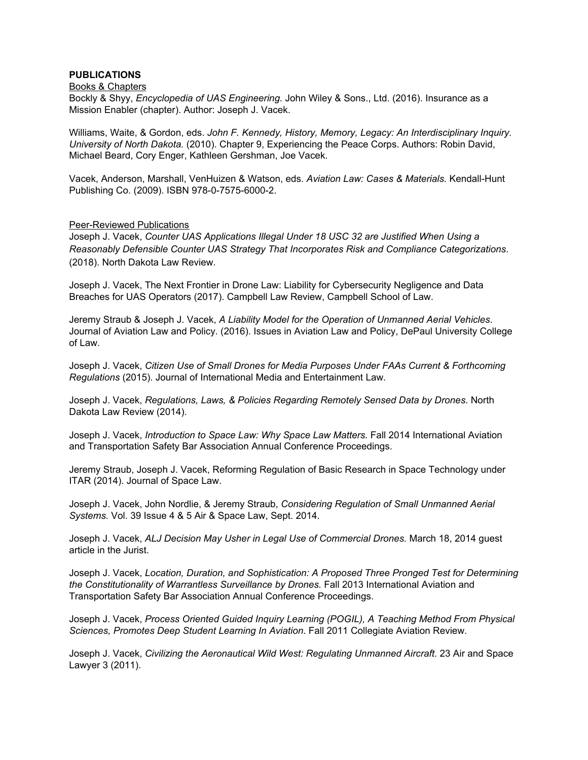**PUBLICATIONS**

Books & Chapters

Bockly & Shyy, *Encyclopedia of UAS Engineering.* John Wiley & Sons., Ltd. (2016). Insurance as a Mission Enabler (chapter). Author: Joseph J. Vacek.

Williams, Waite, & Gordon, eds. *John F. Kennedy, History, Memory, Legacy: An Interdisciplinary Inquiry. University of North Dakota.* (2010). Chapter 9, Experiencing the Peace Corps. Authors: Robin David, Michael Beard, Cory Enger, Kathleen Gershman, Joe Vacek.

Vacek, Anderson, Marshall, VenHuizen & Watson, eds. *Aviation Law: Cases & Materials.* Kendall-Hunt Publishing Co. (2009). ISBN 978-0-7575-6000-2.

Peer-Reviewed Publications

Joseph J. Vacek, *Counter UAS Applications Illegal Under 18 USC 32 are Justified When Using a Reasonably Defensible Counter UAS Strategy That Incorporates Risk and Compliance Categorizations*. (2018). North Dakota Law Review.

Joseph J. Vacek, The Next Frontier in Drone Law: Liability for Cybersecurity Negligence and Data Breaches for UAS Operators (2017). Campbell Law Review, Campbell School of Law.

Jeremy Straub & Joseph J. Vacek, *A Liability Model for the Operation of Unmanned Aerial Vehicles*. Journal of Aviation Law and Policy. (2016). Issues in Aviation Law and Policy, DePaul University College of Law.

Joseph J. Vacek, *Citizen Use of Small Drones for Media Purposes Under FAAs Current & Forthcoming Regulations* (2015). Journal of International Media and Entertainment Law.

Joseph J. Vacek, *Regulations, Laws, & Policies Regarding Remotely Sensed Data by Drones*. North Dakota Law Review (2014).

Joseph J. Vacek, *Introduction to Space Law: Why Space Law Matters.* Fall 2014 International Aviation and Transportation Safety Bar Association Annual Conference Proceedings.

Jeremy Straub, Joseph J. Vacek, Reforming Regulation of Basic Research in Space Technology under ITAR (2014). Journal of Space Law.

Joseph J. Vacek, John Nordlie, & Jeremy Straub, *Considering Regulation of Small Unmanned Aerial Systems.* Vol. 39 Issue 4 & 5 Air & Space Law, Sept. 2014.

Joseph J. Vacek, *ALJ Decision May Usher in Legal Use of Commercial Drones.* March 18, 2014 guest article in the Jurist.

Joseph J. Vacek, *Location, Duration, and Sophistication: A Proposed Three Pronged Test for Determining the Constitutionality of Warrantless Surveillance by Drones.* Fall 2013 International Aviation and Transportation Safety Bar Association Annual Conference Proceedings.

Joseph J. Vacek, *Process Oriented Guided Inquiry Learning (POGIL), A Teaching Method From Physical Sciences, Promotes Deep Student Learning In Aviation*. Fall 2011 Collegiate Aviation Review.

Joseph J. Vacek, *Civilizing the Aeronautical Wild West: Regulating Unmanned Aircraft*. 23 Air and Space Lawyer 3 (2011).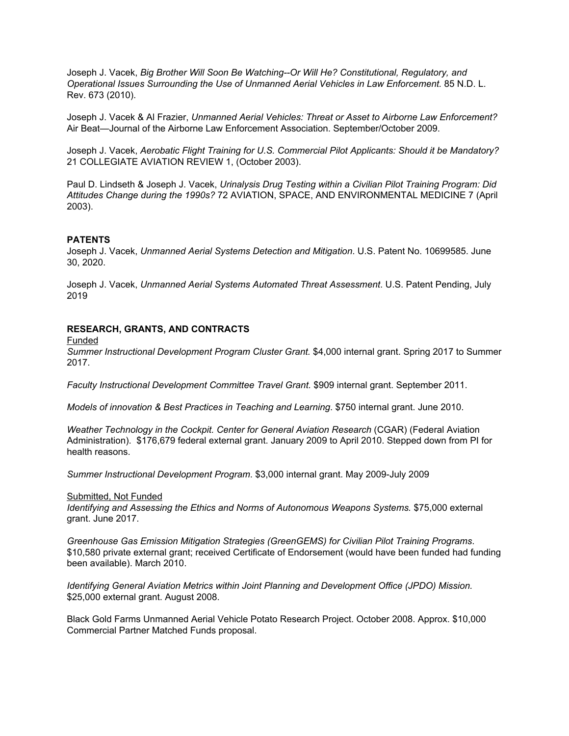Joseph J. Vacek, *Big Brother Will Soon Be Watching--Or Will He? Constitutional, Regulatory, and Operational Issues Surrounding the Use of Unmanned Aerial Vehicles in Law Enforcement.* 85 N.D. L. Rev. 673 (2010).

Joseph J. Vacek & Al Frazier, *Unmanned Aerial Vehicles: Threat or Asset to Airborne Law Enforcement?* Air Beat—Journal of the Airborne Law Enforcement Association. September/October 2009.

Joseph J. Vacek, *Aerobatic Flight Training for U.S. Commercial Pilot Applicants: Should it be Mandatory?* 21 COLLEGIATE AVIATION REVIEW 1, (October 2003).

Paul D. Lindseth & Joseph J. Vacek, *Urinalysis Drug Testing within a Civilian Pilot Training Program: Did Attitudes Change during the 1990s?* 72 AVIATION, SPACE, AND ENVIRONMENTAL MEDICINE 7 (April 2003).

## PATENTS

Joseph J. Vacek, *Unmanned Aerial Systems Detection and Mitigation*. U.S. Patent No. 10699585. June 30, 2020.

Joseph J. Vacek, *Unmanned Aerial Systems Automated Threat Assessment*. U.S. Patent Pending, July 2019

## RESEARCH, GRANTS, AND CONTRACTS

Funded

*Summer Instructional Development Program Cluster Grant.* $4,000 internal grant. Spring 2017 to Summer 2017.

*Faculty Instructional Development Committee Travel Grant.* $909 internal grant. September 2011.

*Models of innovation & Best Practices in Teaching and Learning*. $750 internal grant. June 2010.

*Weather Technology in the Cockpit. Center for General Aviation Research* (CGAR) (Federal Aviation Administration). $176,679 federal external grant. January 2009 to April 2010. Stepped down from PI for health reasons.

*Summer Instructional Development Program*. $3,000 internal grant. May 2009-July 2009

Submitted, Not Funded

*Identifying and Assessing the Ethics and Norms of Autonomous Weapons Systems.* $75,000 external grant. June 2017.

*Greenhouse Gas Emission Mitigation Strategies (GreenGEMS) for Civilian Pilot Training Programs*. $10,580 private external grant; received Certificate of Endorsement (would have been funded had funding been available). March 2010.

*Identifying General Aviation Metrics within Joint Planning and Development Office (JPDO) Mission.* $25,000 external grant. August 2008.

Black Gold Farms Unmanned Aerial Vehicle Potato Research Project. October 2008. Approx. $10,000 Commercial Partner Matched Funds proposal.